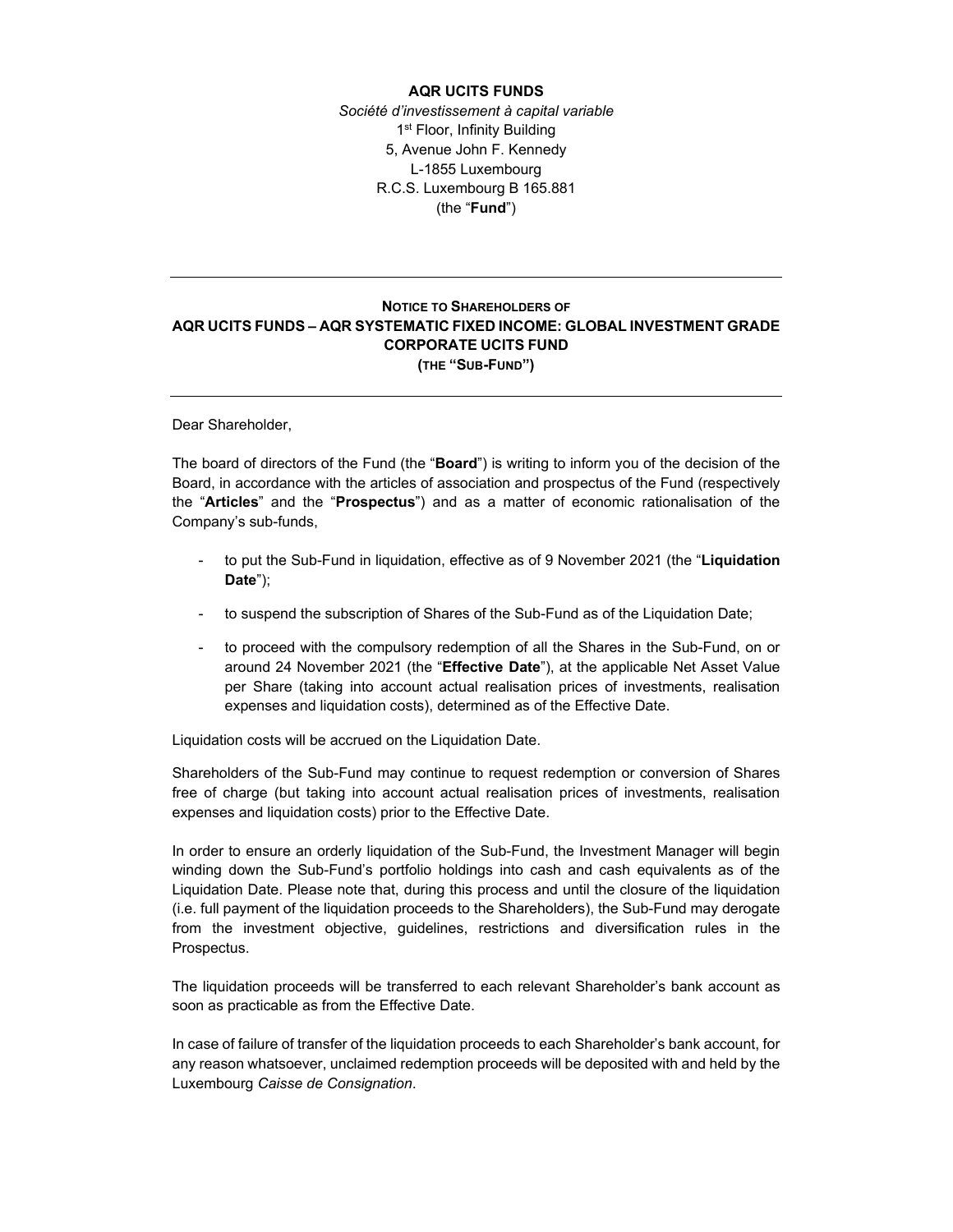**AQR UCITS FUNDS**

*Société d'investissement à capital variable*

1st Floor, Infinity Building

5, Avenue John F. Kennedy

L-1855 Luxembourg

R.C.S. Luxembourg B 165.881

(the "**Fund**")

---

**NOTICE TO SHAREHOLDERS OF**
**AQR UCITS FUNDS – AQR SYSTEMATIC FIXED INCOME: GLOBAL INVESTMENT GRADE CORPORATE UCITS FUND**
**(THE "SUB-FUND")**

---

Dear Shareholder,

The board of directors of the Fund (the "**Board**") is writing to inform you of the decision of the Board, in accordance with the articles of association and prospectus of the Fund (respectively the "**Articles**" and the "**Prospectus**") and as a matter of economic rationalisation of the Company's sub-funds,

- to put the Sub-Fund in liquidation, effective as of 9 November 2021 (the "**Liquidation Date**");
- to suspend the subscription of Shares of the Sub-Fund as of the Liquidation Date;
- to proceed with the compulsory redemption of all the Shares in the Sub-Fund, on or around 24 November 2021 (the "**Effective Date**"), at the applicable Net Asset Value per Share (taking into account actual realisation prices of investments, realisation expenses and liquidation costs), determined as of the Effective Date.

Liquidation costs will be accrued on the Liquidation Date.

Shareholders of the Sub-Fund may continue to request redemption or conversion of Shares free of charge (but taking into account actual realisation prices of investments, realisation expenses and liquidation costs) prior to the Effective Date.

In order to ensure an orderly liquidation of the Sub-Fund, the Investment Manager will begin winding down the Sub-Fund's portfolio holdings into cash and cash equivalents as of the Liquidation Date. Please note that, during this process and until the closure of the liquidation (i.e. full payment of the liquidation proceeds to the Shareholders), the Sub-Fund may derogate from the investment objective, guidelines, restrictions and diversification rules in the Prospectus.

The liquidation proceeds will be transferred to each relevant Shareholder's bank account as soon as practicable as from the Effective Date.

In case of failure of transfer of the liquidation proceeds to each Shareholder's bank account, for any reason whatsoever, unclaimed redemption proceeds will be deposited with and held by the Luxembourg *Caisse de Consignation*.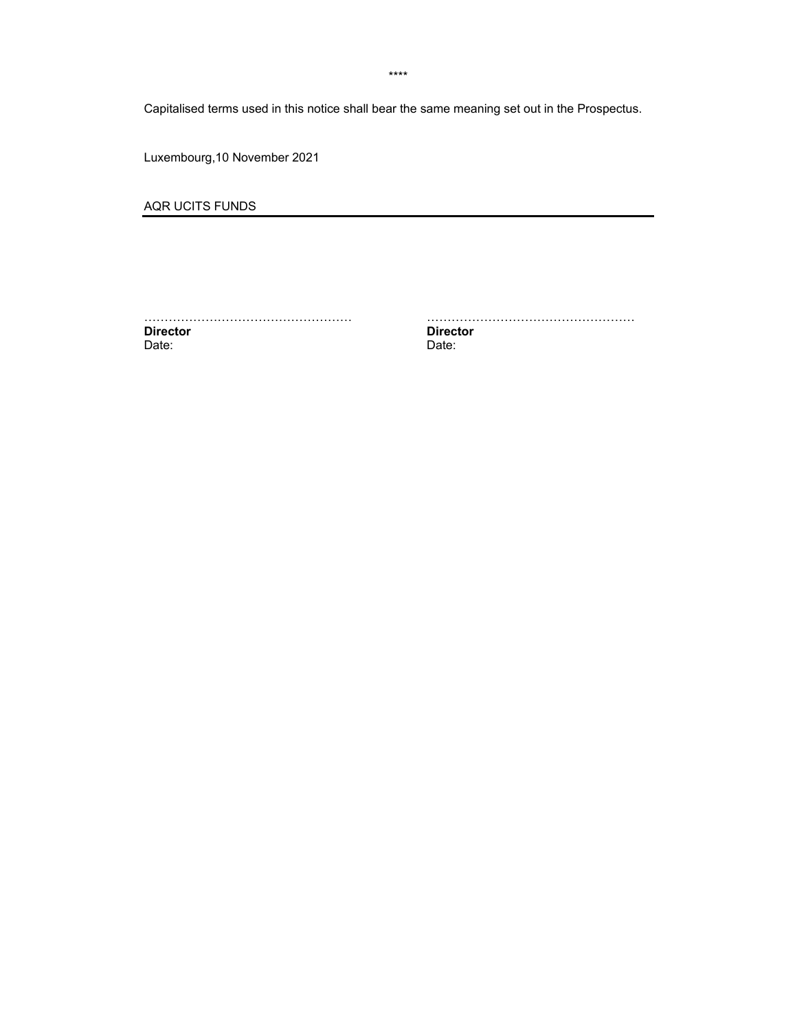****

Capitalised terms used in this notice shall bear the same meaning set out in the Prospectus.

Luxembourg,10 November 2021

AQR UCITS FUNDS

……………………………………………
**Director**
Date:

……………………………………………
**Director**
Date: